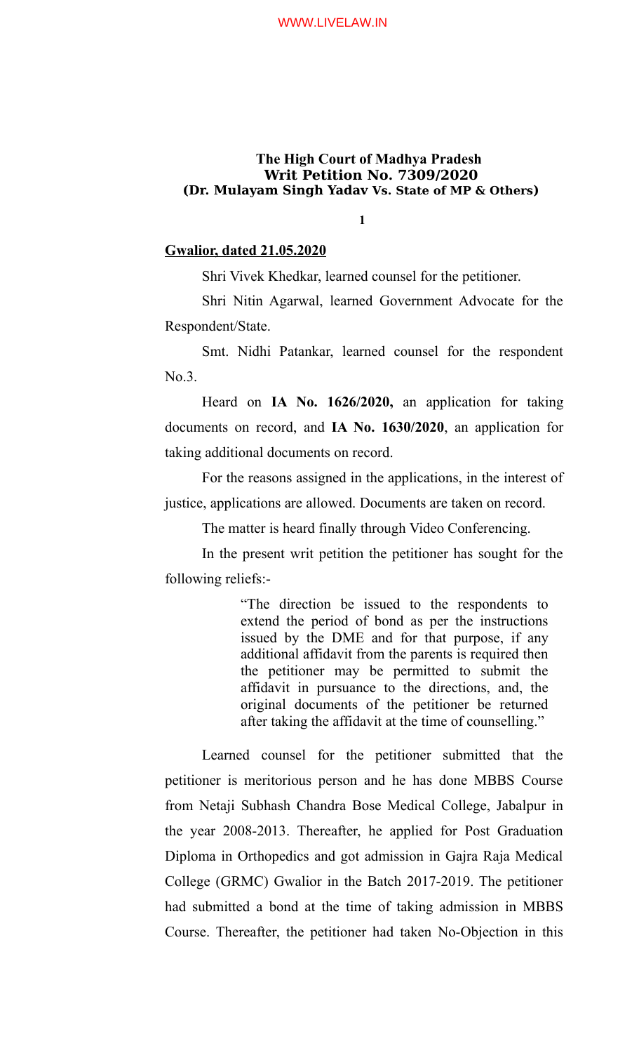**The High Court of Madhya Pradesh**
**Writ Petition No. 7309/2020**
**(Dr. Mulayam Singh Yadav Vs. State of MP & Others)**

**Gwalior, dated 21.05.2020**

Shri Vivek Khedkar, learned counsel for the petitioner.

Shri Nitin Agarwal, learned Government Advocate for the Respondent/State.

Smt. Nidhi Patankar, learned counsel for the respondent No.3.

Heard on **IA No. 1626/2020,** an application for taking documents on record, and **IA No. 1630/2020**, an application for taking additional documents on record.

For the reasons assigned in the applications, in the interest of justice, applications are allowed. Documents are taken on record.

The matter is heard finally through Video Conferencing.

In the present writ petition the petitioner has sought for the following reliefs:-

> "The direction be issued to the respondents to extend the period of bond as per the instructions issued by the DME and for that purpose, if any additional affidavit from the parents is required then the petitioner may be permitted to submit the affidavit in pursuance to the directions, and, the original documents of the petitioner be returned after taking the affidavit at the time of counselling."

Learned counsel for the petitioner submitted that the petitioner is meritorious person and he has done MBBS Course from Netaji Subhash Chandra Bose Medical College, Jabalpur in the year 2008-2013. Thereafter, he applied for Post Graduation Diploma in Orthopedics and got admission in Gajra Raja Medical College (GRMC) Gwalior in the Batch 2017-2019. The petitioner had submitted a bond at the time of taking admission in MBBS Course. Thereafter, the petitioner had taken No-Objection in this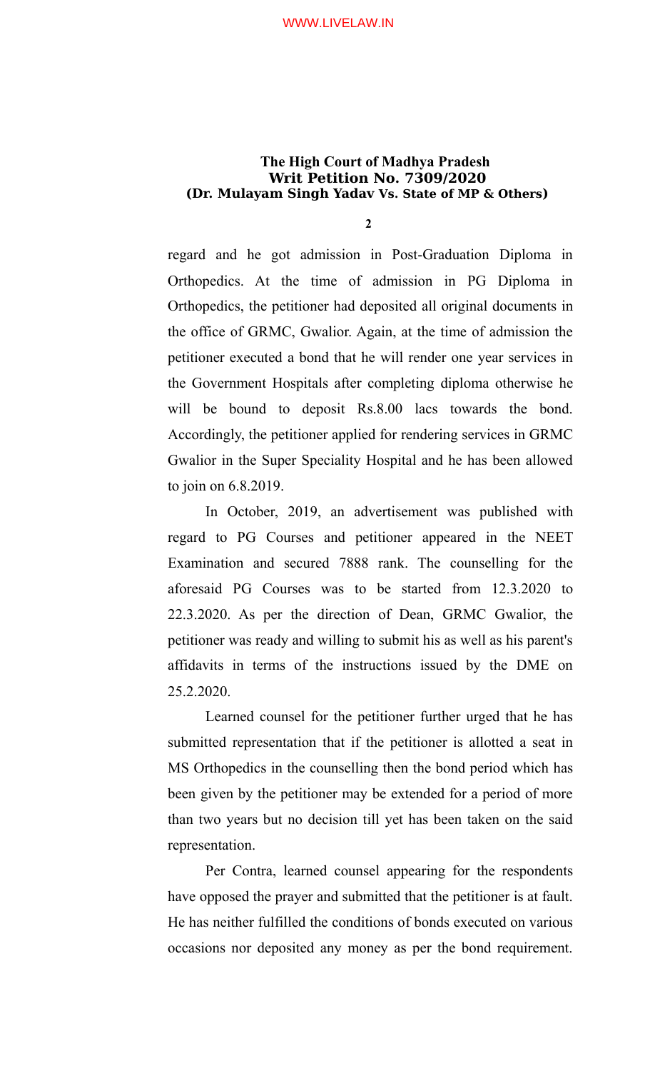regard and he got admission in Post-Graduation Diploma in Orthopedics. At the time of admission in PG Diploma in Orthopedics, the petitioner had deposited all original documents in the office of GRMC, Gwalior. Again, at the time of admission the petitioner executed a bond that he will render one year services in the Government Hospitals after completing diploma otherwise he will be bound to deposit Rs.8.00 lacs towards the bond. Accordingly, the petitioner applied for rendering services in GRMC Gwalior in the Super Speciality Hospital and he has been allowed to join on 6.8.2019.

In October, 2019, an advertisement was published with regard to PG Courses and petitioner appeared in the NEET Examination and secured 7888 rank. The counselling for the aforesaid PG Courses was to be started from 12.3.2020 to 22.3.2020. As per the direction of Dean, GRMC Gwalior, the petitioner was ready and willing to submit his as well as his parent's affidavits in terms of the instructions issued by the DME on 25.2.2020.

Learned counsel for the petitioner further urged that he has submitted representation that if the petitioner is allotted a seat in MS Orthopedics in the counselling then the bond period which has been given by the petitioner may be extended for a period of more than two years but no decision till yet has been taken on the said representation.

Per Contra, learned counsel appearing for the respondents have opposed the prayer and submitted that the petitioner is at fault. He has neither fulfilled the conditions of bonds executed on various occasions nor deposited any money as per the bond requirement.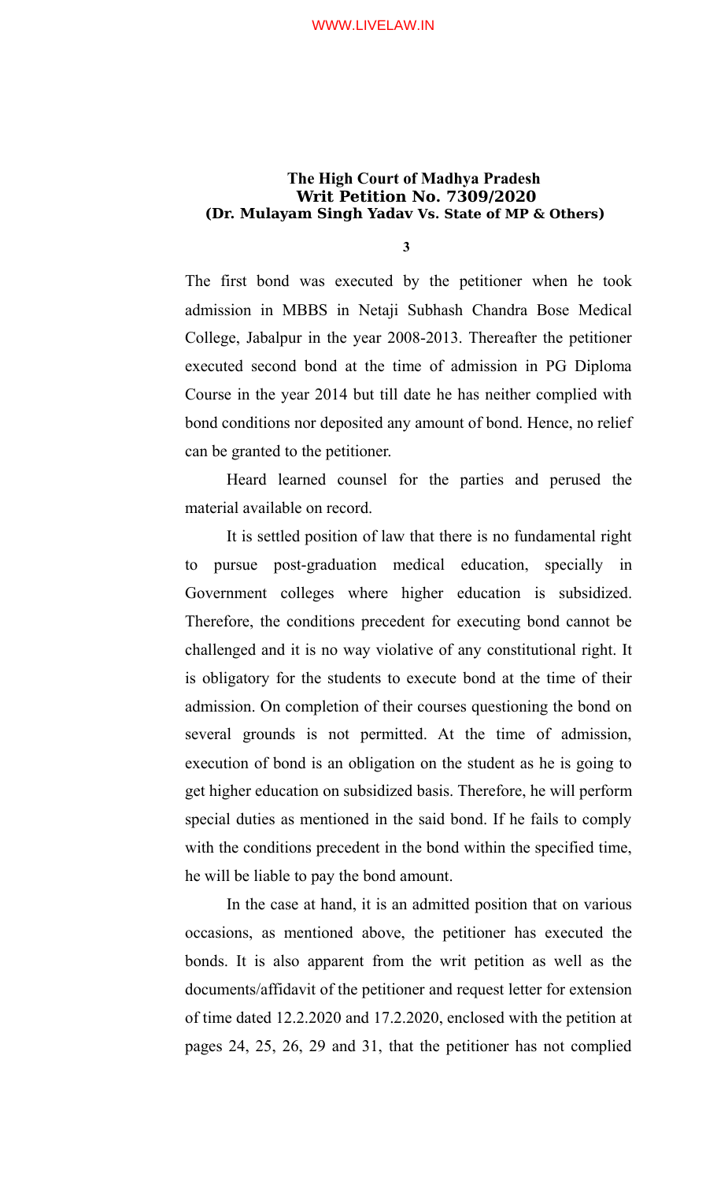The first bond was executed by the petitioner when he took admission in MBBS in Netaji Subhash Chandra Bose Medical College, Jabalpur in the year 2008-2013. Thereafter the petitioner executed second bond at the time of admission in PG Diploma Course in the year 2014 but till date he has neither complied with bond conditions nor deposited any amount of bond. Hence, no relief can be granted to the petitioner.

Heard learned counsel for the parties and perused the material available on record.

It is settled position of law that there is no fundamental right to pursue post-graduation medical education, specially in Government colleges where higher education is subsidized. Therefore, the conditions precedent for executing bond cannot be challenged and it is no way violative of any constitutional right. It is obligatory for the students to execute bond at the time of their admission. On completion of their courses questioning the bond on several grounds is not permitted. At the time of admission, execution of bond is an obligation on the student as he is going to get higher education on subsidized basis. Therefore, he will perform special duties as mentioned in the said bond. If he fails to comply with the conditions precedent in the bond within the specified time, he will be liable to pay the bond amount.

In the case at hand, it is an admitted position that on various occasions, as mentioned above, the petitioner has executed the bonds. It is also apparent from the writ petition as well as the documents/affidavit of the petitioner and request letter for extension of time dated 12.2.2020 and 17.2.2020, enclosed with the petition at pages 24, 25, 26, 29 and 31, that the petitioner has not complied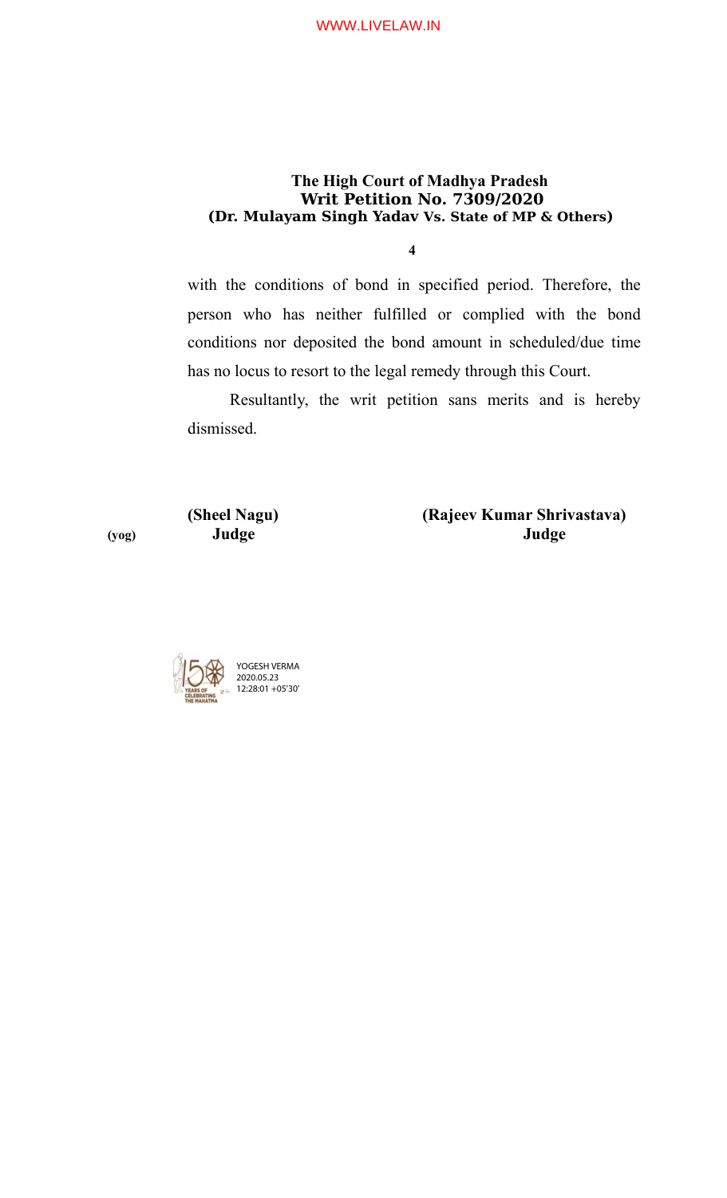with the conditions of bond in specified period. Therefore, the person who has neither fulfilled or complied with the bond conditions nor deposited the bond amount in scheduled/due time has no locus to resort to the legal remedy through this Court.

Resultantly, the writ petition sans merits and is hereby dismissed.

**(Sheel Nagu)**
**Judge**

**(Rajeev Kumar Shrivastava)**
**Judge**

**(yog)**

YOGESH VERMA
2020.05.23
12:28:01 +05'30'